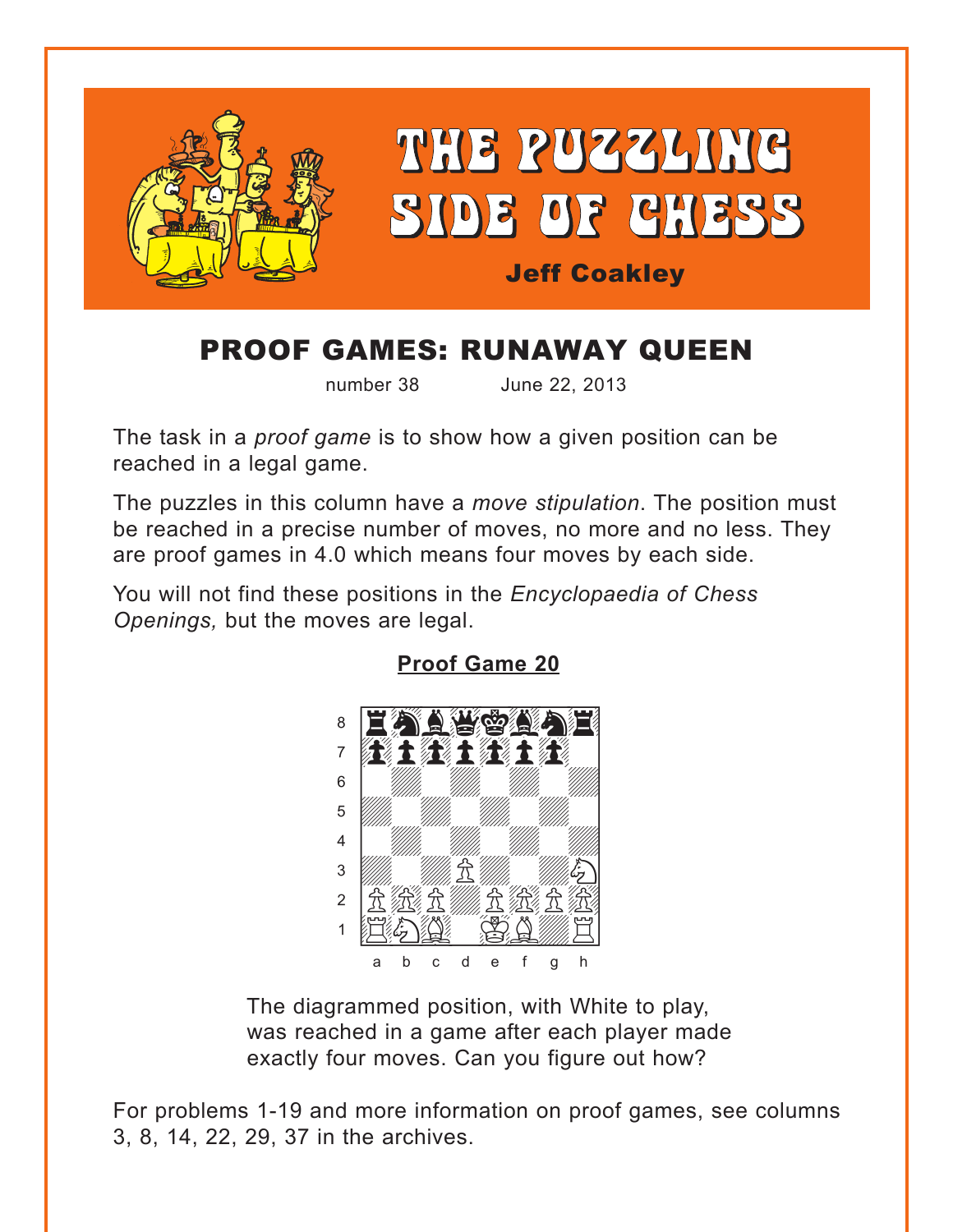# THE PUZZLING SIDE OF CHESS

**Jeff Coakley**

## PROOF GAMES: RUNAWAY QUEEN

number 38 June 22, 2013

The task in a *proof game* is to show how a given position can be reached in a legal game.

The puzzles in this column have a *move stipulation*. The position must be reached in a precise number of moves, no more and no less. They are proof games in 4.0 which means four moves by each side.

You will not find these positions in the *Encyclopaedia of Chess Openings,* but the moves are legal.

### Proof Game 20

The diagrammed position, with White to play, was reached in a game after each player made exactly four moves. Can you figure out how?

For problems 1-19 and more information on proof games, see columns 3, 8, 14, 22, 29, 37 in the archives.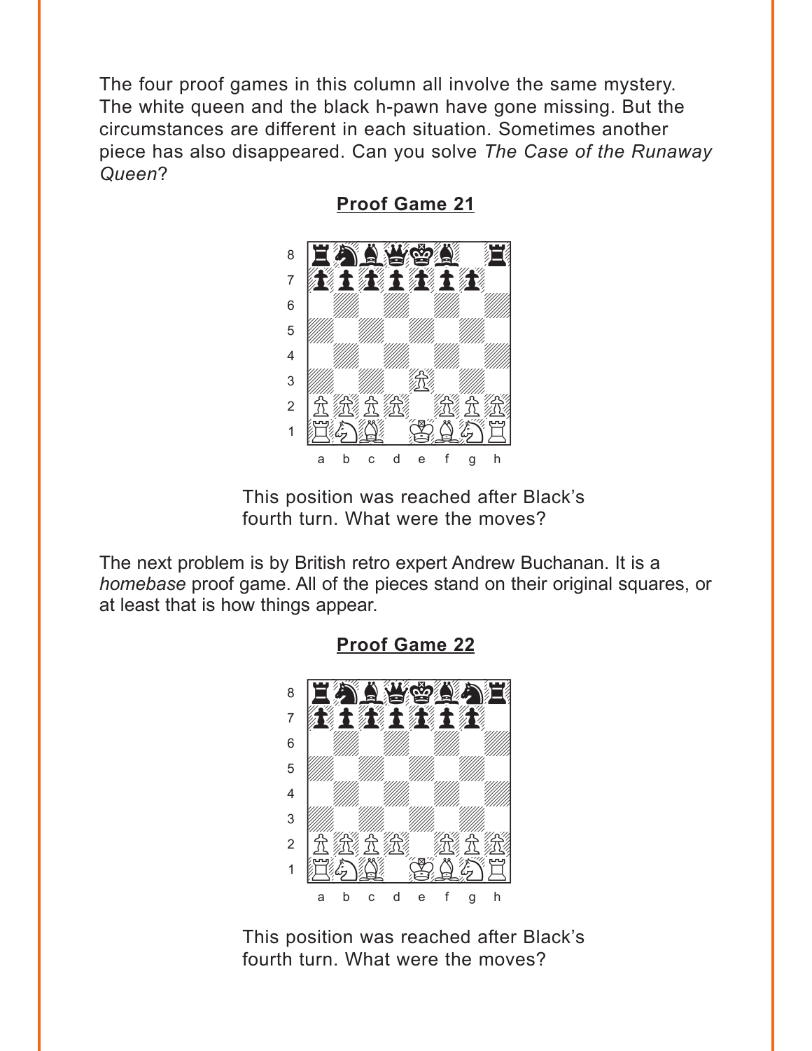The four proof games in this column all involve the same mystery. The white queen and the black h-pawn have gone missing. But the circumstances are different in each situation. Sometimes another piece has also disappeared. Can you solve *The Case of the Runaway Queen*?

## Proof Game 21

This position was reached after Black's fourth turn. What were the moves?

The next problem is by British retro expert Andrew Buchanan. It is a *homebase* proof game. All of the pieces stand on their original squares, or at least that is how things appear.

## Proof Game 22

This position was reached after Black's fourth turn. What were the moves?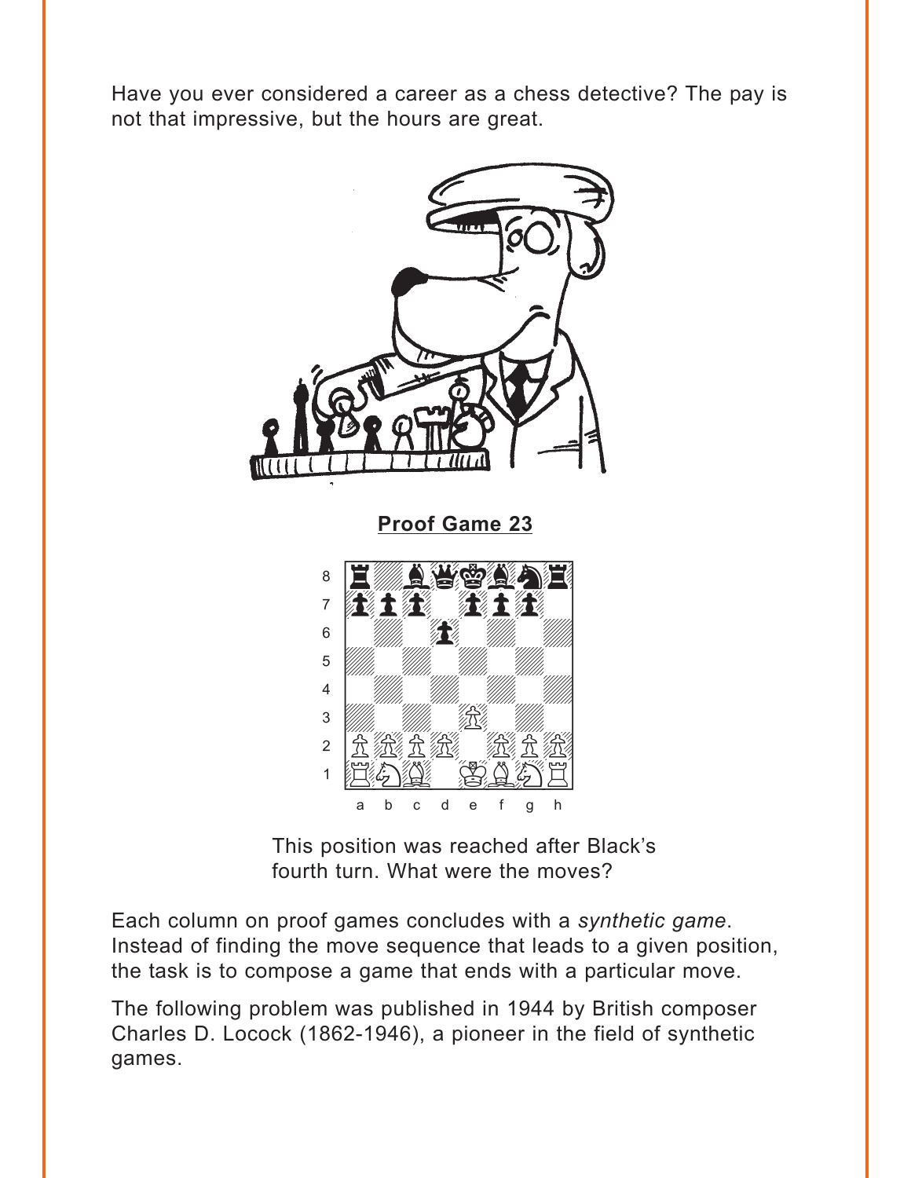Have you ever considered a career as a chess detective? The pay is not that impressive, but the hours are great.

**Proof Game 23**

This position was reached after Black's fourth turn. What were the moves?

Each column on proof games concludes with a *synthetic game*. Instead of finding the move sequence that leads to a given position, the task is to compose a game that ends with a particular move.

The following problem was published in 1944 by British composer Charles D. Locock (1862-1946), a pioneer in the field of synthetic games.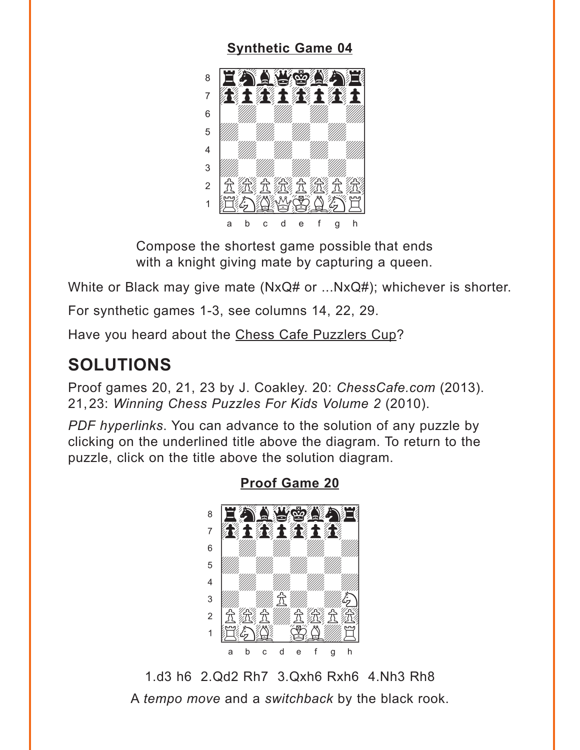**Synthetic Game 04**

Compose the shortest game possible that ends with a knight giving mate by capturing a queen.

White or Black may give mate (NxQ# or ...NxQ#); whichever is shorter.

For synthetic games 1-3, see columns 14, 22, 29.

Have you heard about the Chess Cafe Puzzlers Cup?

## SOLUTIONS

Proof games 20, 21, 23 by J. Coakley. 20: *ChessCafe.com* (2013). 21, 23: *Winning Chess Puzzles For Kids Volume 2* (2010).

*PDF hyperlinks*. You can advance to the solution of any puzzle by clicking on the underlined title above the diagram. To return to the puzzle, click on the title above the solution diagram.

**Proof Game 20**

1.d3 h6 2.Qd2 Rh7 3.Qxh6 Rxh6 4.Nh3 Rh8

A *tempo move* and a *switchback* by the black rook.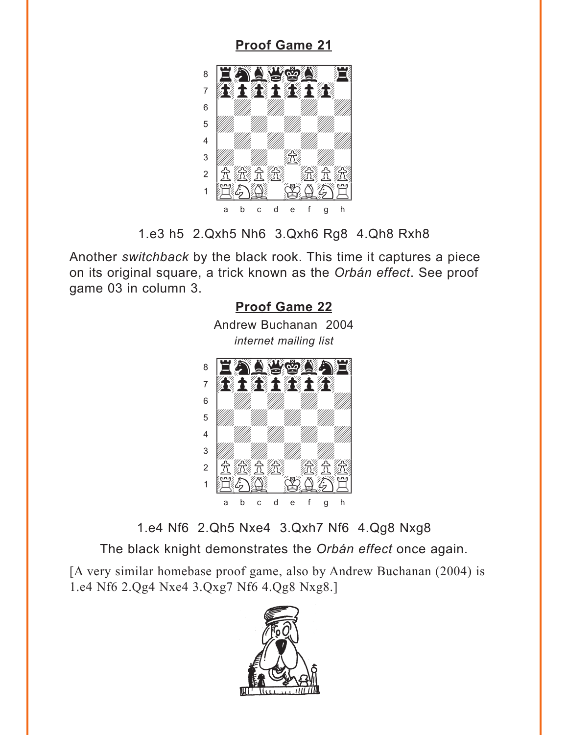**Proof Game 21**

1.e3 h5 2.Qxh5 Nh6 3.Qxh6 Rg8 4.Qh8 Rxh8

Another *switchback* by the black rook. This time it captures a piece on its original square, a trick known as the *Orbán effect*. See proof game 03 in column 3.

**Proof Game 22**

Andrew Buchanan 2004

*internet mailing list*

1.e4 Nf6 2.Qh5 Nxe4 3.Qxh7 Nf6 4.Qg8 Nxg8

The black knight demonstrates the *Orbán effect* once again.

[A very similar homebase proof game, also by Andrew Buchanan (2004) is 1.e4 Nf6 2.Qg4 Nxe4 3.Qxg7 Nf6 4.Qg8 Nxg8.]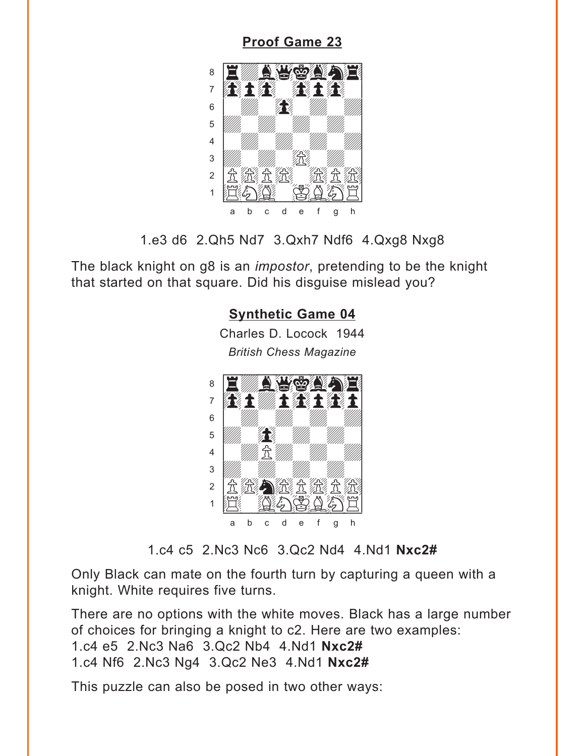## Proof Game 23

1.e3 d6 2.Qh5 Nd7 3.Qxh7 Ndf6 4.Qxg8 Nxg8

The black knight on g8 is an *impostor*, pretending to be the knight that started on that square. Did his disguise mislead you?

## Synthetic Game 04

Charles D. Locock 1944

*British Chess Magazine*

1.c4 c5 2.Nc3 Nc6 3.Qc2 Nd4 4.Nd1 **Nxc2#**

Only Black can mate on the fourth turn by capturing a queen with a knight. White requires five turns.

There are no options with the white moves. Black has a large number of choices for bringing a knight to c2. Here are two examples:
1.c4 e5 2.Nc3 Na6 3.Qc2 Nb4 4.Nd1 **Nxc2#**
1.c4 Nf6 2.Nc3 Ng4 3.Qc2 Ne3 4.Nd1 **Nxc2#**

This puzzle can also be posed in two other ways: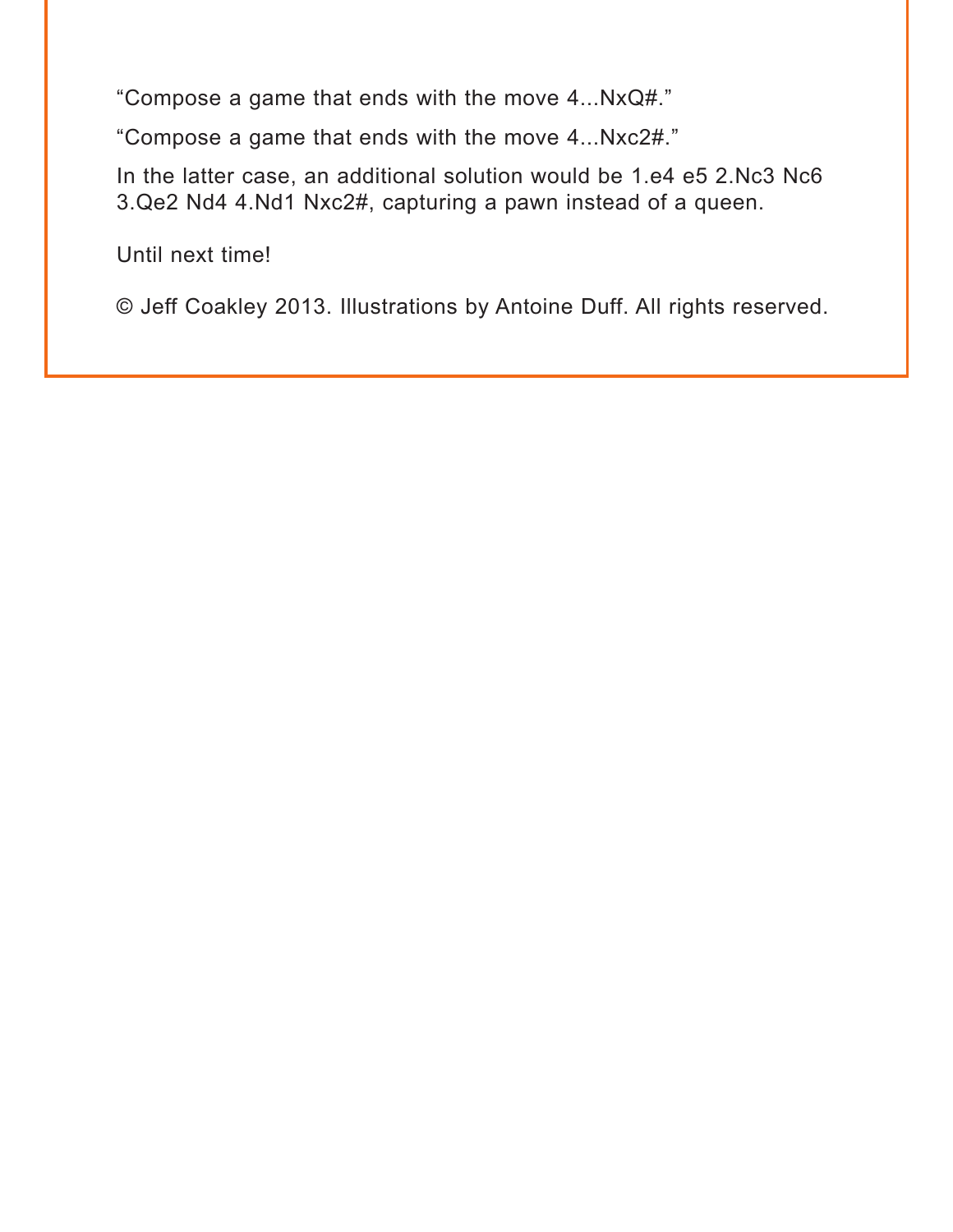“Compose a game that ends with the move 4...NxQ#.”

“Compose a game that ends with the move 4...Nxc2#.”

In the latter case, an additional solution would be 1.e4 e5 2.Nc3 Nc6 3.Qe2 Nd4 4.Nd1 Nxc2#, capturing a pawn instead of a queen.

Until next time!

© Jeff Coakley 2013. Illustrations by Antoine Duff. All rights reserved.